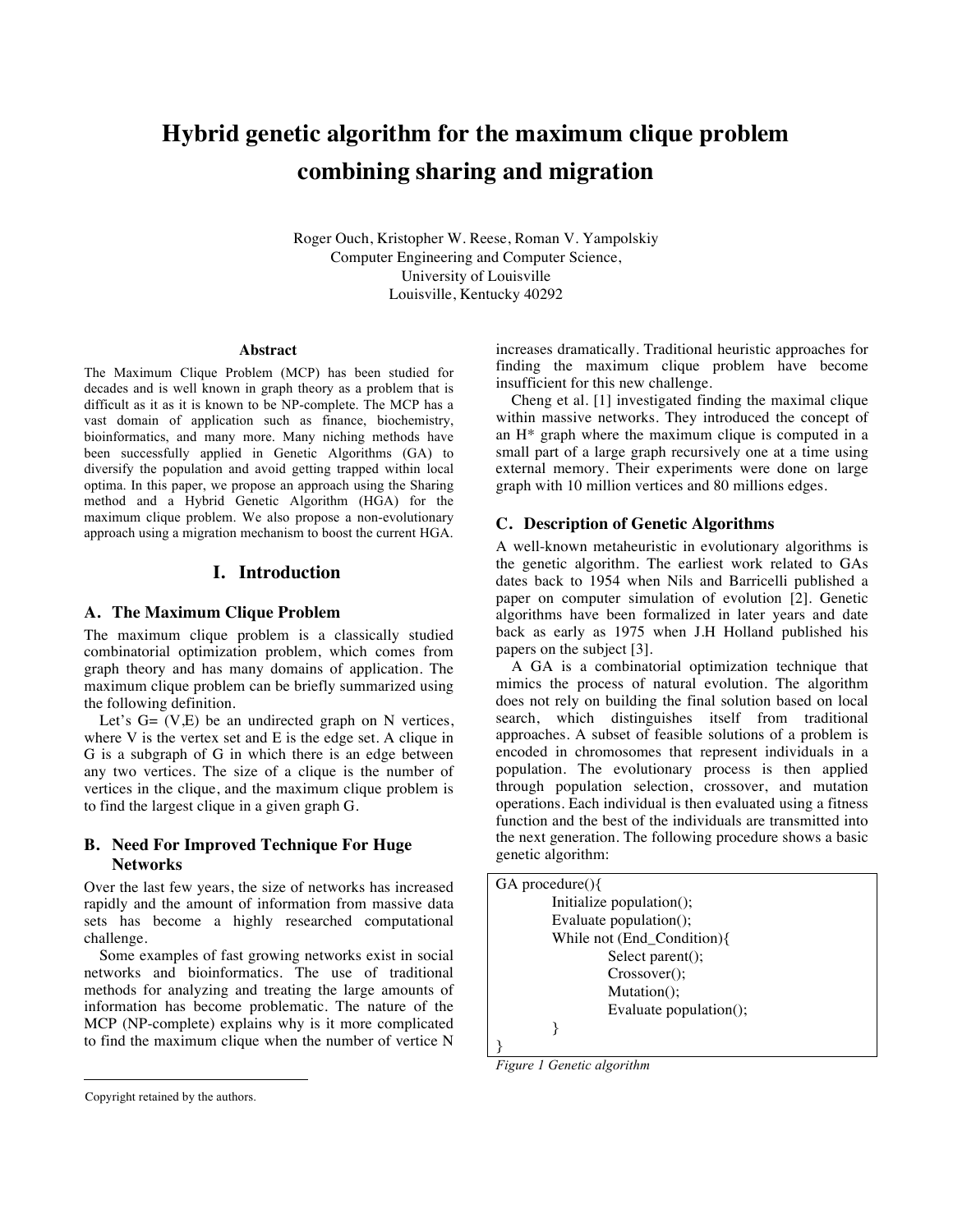# Hybrid genetic algorithm for the maximum clique problem combining sharing and migration

Roger Ouch, Kristopher W. Reese, Roman V. Yampolskiy
Computer Engineering and Computer Science,
University of Louisville
Louisville, Kentucky 40292

### Abstract

The Maximum Clique Problem (MCP) has been studied for decades and is well known in graph theory as a problem that is difficult as it as it is known to be NP-complete. The MCP has a vast domain of application such as finance, biochemistry, bioinformatics, and many more. Many niching methods have been successfully applied in Genetic Algorithms (GA) to diversify the population and avoid getting trapped within local optima. In this paper, we propose an approach using the Sharing method and a Hybrid Genetic Algorithm (HGA) for the maximum clique problem. We also propose a non-evolutionary approach using a migration mechanism to boost the current HGA.

## I. Introduction

### A. The Maximum Clique Problem

The maximum clique problem is a classically studied combinatorial optimization problem, which comes from graph theory and has many domains of application. The maximum clique problem can be briefly summarized using the following definition.

Let's G= (V,E) be an undirected graph on N vertices, where V is the vertex set and E is the edge set. A clique in G is a subgraph of G in which there is an edge between any two vertices. The size of a clique is the number of vertices in the clique, and the maximum clique problem is to find the largest clique in a given graph G.

### B. Need For Improved Technique For Huge Networks

Over the last few years, the size of networks has increased rapidly and the amount of information from massive data sets has become a highly researched computational challenge.

Some examples of fast growing networks exist in social networks and bioinformatics. The use of traditional methods for analyzing and treating the large amounts of information has become problematic. The nature of the MCP (NP-complete) explains why is it more complicated to find the maximum clique when the number of vertice N increases dramatically. Traditional heuristic approaches for finding the maximum clique problem have become insufficient for this new challenge.

Cheng et al. [1] investigated finding the maximal clique within massive networks. They introduced the concept of an H* graph where the maximum clique is computed in a small part of a large graph recursively one at a time using external memory. Their experiments were done on large graph with 10 million vertices and 80 millions edges.

### C. Description of Genetic Algorithms

A well-known metaheuristic in evolutionary algorithms is the genetic algorithm. The earliest work related to GAs dates back to 1954 when Nils and Barricelli published a paper on computer simulation of evolution [2]. Genetic algorithms have been formalized in later years and date back as early as 1975 when J.H Holland published his papers on the subject [3].

A GA is a combinatorial optimization technique that mimics the process of natural evolution. The algorithm does not rely on building the final solution based on local search, which distinguishes itself from traditional approaches. A subset of feasible solutions of a problem is encoded in chromosomes that represent individuals in a population. The evolutionary process is then applied through population selection, crossover, and mutation operations. Each individual is then evaluated using a fitness function and the best of the individuals are transmitted into the next generation. The following procedure shows a basic genetic algorithm:

```
GA procedure(){
        Initialize population();
        Evaluate population();
        While not (End_Condition){
                Select parent();
                Crossover();
                Mutation();
                Evaluate population();
        }
}
```

*Figure 1 Genetic algorithm*

Copyright retained by the authors.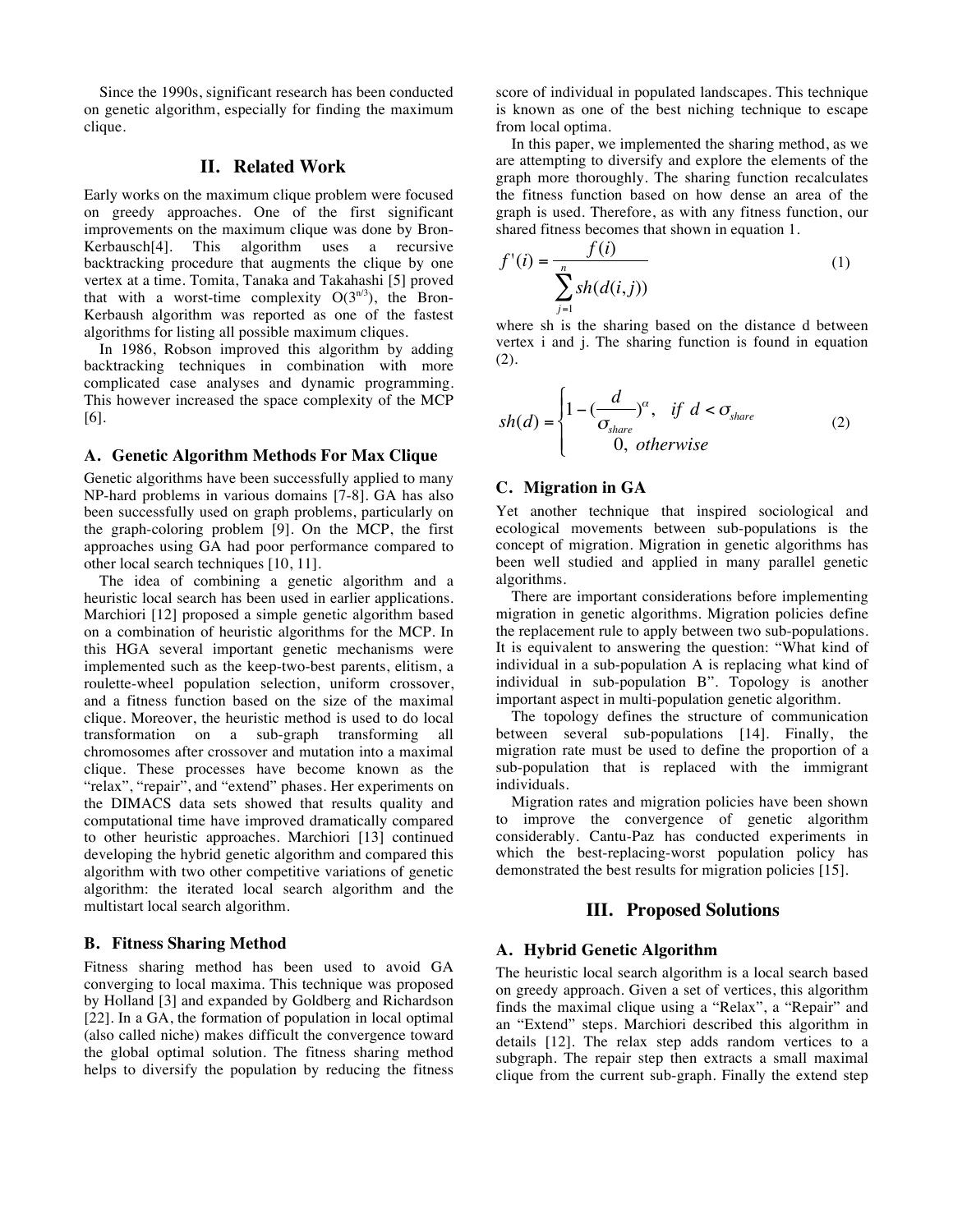Since the 1990s, significant research has been conducted on genetic algorithm, especially for finding the maximum clique.

## II. Related Work

Early works on the maximum clique problem were focused on greedy approaches. One of the first significant improvements on the maximum clique was done by Bron-Kerbausch[4]. This algorithm uses a recursive backtracking procedure that augments the clique by one vertex at a time. Tomita, Tanaka and Takahashi [5] proved that with a worst-time complexity $O(3^{n/3})$, the Bron-Kerbaush algorithm was reported as one of the fastest algorithms for listing all possible maximum cliques.

In 1986, Robson improved this algorithm by adding backtracking techniques in combination with more complicated case analyses and dynamic programming. This however increased the space complexity of the MCP [6].

### A. Genetic Algorithm Methods For Max Clique

Genetic algorithms have been successfully applied to many NP-hard problems in various domains [7-8]. GA has also been successfully used on graph problems, particularly on the graph-coloring problem [9]. On the MCP, the first approaches using GA had poor performance compared to other local search techniques [10, 11].

The idea of combining a genetic algorithm and a heuristic local search has been used in earlier applications. Marchiori [12] proposed a simple genetic algorithm based on a combination of heuristic algorithms for the MCP. In this HGA several important genetic mechanisms were implemented such as the keep-two-best parents, elitism, a roulette-wheel population selection, uniform crossover, and a fitness function based on the size of the maximal clique. Moreover, the heuristic method is used to do local transformation on a sub-graph transforming all chromosomes after crossover and mutation into a maximal clique. These processes have become known as the "relax", "repair", and "extend" phases. Her experiments on the DIMACS data sets showed that results quality and computational time have improved dramatically compared to other heuristic approaches. Marchiori [13] continued developing the hybrid genetic algorithm and compared this algorithm with two other competitive variations of genetic algorithm: the iterated local search algorithm and the multistart local search algorithm.

### B. Fitness Sharing Method

Fitness sharing method has been used to avoid GA converging to local maxima. This technique was proposed by Holland [3] and expanded by Goldberg and Richardson [22]. In a GA, the formation of population in local optimal (also called niche) makes difficult the convergence toward the global optimal solution. The fitness sharing method helps to diversify the population by reducing the fitness score of individual in populated landscapes. This technique is known as one of the best niching technique to escape from local optima.

In this paper, we implemented the sharing method, as we are attempting to diversify and explore the elements of the graph more thoroughly. The sharing function recalculates the fitness function based on how dense an area of the graph is used. Therefore, as with any fitness function, our shared fitness becomes that shown in equation 1.

$$f'(i) = \frac{f(i)}{\sum_{j=1}^{n} sh(d(i,j))} \tag{1}$$

where sh is the sharing based on the distance d between vertex i and j. The sharing function is found in equation (2).

$$sh(d) = \begin{cases} 1 - \left(\frac{d}{\sigma_{share}}\right)^{\alpha}, & if\ d < \sigma_{share} \\ 0, & otherwise \end{cases} \tag{2}$$

### C. Migration in GA

Yet another technique that inspired sociological and ecological movements between sub-populations is the concept of migration. Migration in genetic algorithms has been well studied and applied in many parallel genetic algorithms.

There are important considerations before implementing migration in genetic algorithms. Migration policies define the replacement rule to apply between two sub-populations. It is equivalent to answering the question: "What kind of individual in a sub-population A is replacing what kind of individual in sub-population B". Topology is another important aspect in multi-population genetic algorithm.

The topology defines the structure of communication between several sub-populations [14]. Finally, the migration rate must be used to define the proportion of a sub-population that is replaced with the immigrant individuals.

Migration rates and migration policies have been shown to improve the convergence of genetic algorithm considerably. Cantu-Paz has conducted experiments in which the best-replacing-worst population policy has demonstrated the best results for migration policies [15].

## III. Proposed Solutions

### A. Hybrid Genetic Algorithm

The heuristic local search algorithm is a local search based on greedy approach. Given a set of vertices, this algorithm finds the maximal clique using a "Relax", a "Repair" and an "Extend" steps. Marchiori described this algorithm in details [12]. The relax step adds random vertices to a subgraph. The repair step then extracts a small maximal clique from the current sub-graph. Finally the extend step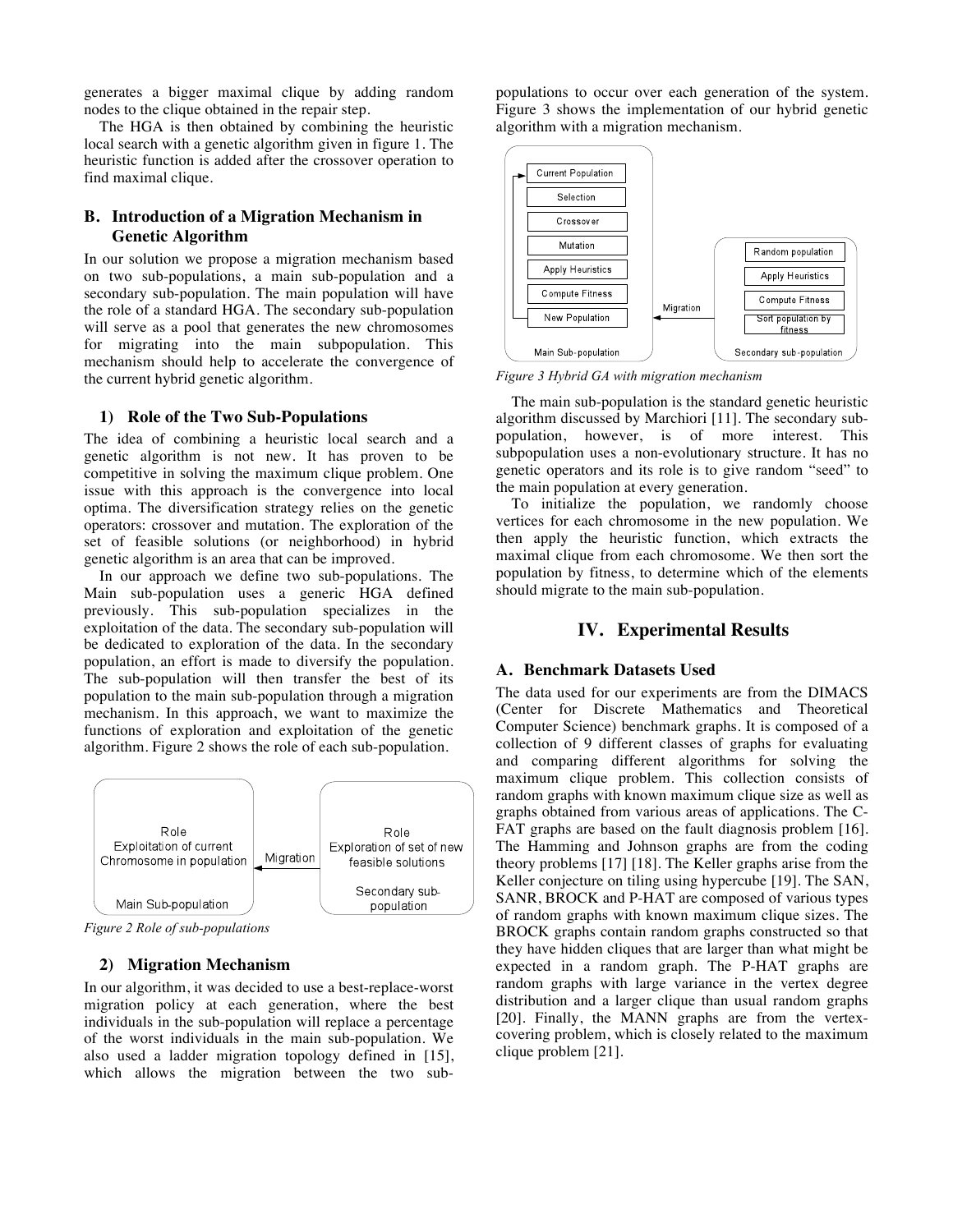generates a bigger maximal clique by adding random nodes to the clique obtained in the repair step.

The HGA is then obtained by combining the heuristic local search with a genetic algorithm given in figure 1. The heuristic function is added after the crossover operation to find maximal clique.

### B. Introduction of a Migration Mechanism in Genetic Algorithm

In our solution we propose a migration mechanism based on two sub-populations, a main sub-population and a secondary sub-population. The main population will have the role of a standard HGA. The secondary sub-population will serve as a pool that generates the new chromosomes for migrating into the main subpopulation. This mechanism should help to accelerate the convergence of the current hybrid genetic algorithm.

#### 1) Role of the Two Sub-Populations

The idea of combining a heuristic local search and a genetic algorithm is not new. It has proven to be competitive in solving the maximum clique problem. One issue with this approach is the convergence into local optima. The diversification strategy relies on the genetic operators: crossover and mutation. The exploration of the set of feasible solutions (or neighborhood) in hybrid genetic algorithm is an area that can be improved.

In our approach we define two sub-populations. The Main sub-population uses a generic HGA defined previously. This sub-population specializes in the exploitation of the data. The secondary sub-population will be dedicated to exploration of the data. In the secondary population, an effort is made to diversify the population. The sub-population will then transfer the best of its population to the main sub-population through a migration mechanism. In this approach, we want to maximize the functions of exploration and exploitation of the genetic algorithm. Figure 2 shows the role of each sub-population.

Role
Exploitation of current Chromosome in population
Main Sub-population

Migration

Role
Exploration of set of new feasible solutions
Secondary sub-population

*Figure 2 Role of sub-populations*

#### 2) Migration Mechanism

In our algorithm, it was decided to use a best-replace-worst migration policy at each generation, where the best individuals in the sub-population will replace a percentage of the worst individuals in the main sub-population. We also used a ladder migration topology defined in [15], which allows the migration between the two sub-populations to occur over each generation of the system. Figure 3 shows the implementation of our hybrid genetic algorithm with a migration mechanism.

Main Sub-population: Current Population → Selection → Crossover → Mutation → Apply Heuristics → Compute Fitness → New Population

Migration

Secondary sub-population: Random population → Apply Heuristics → Compute Fitness → Sort population by fitness

*Figure 3 Hybrid GA with migration mechanism*

The main sub-population is the standard genetic heuristic algorithm discussed by Marchiori [11]. The secondary sub-population, however, is of more interest. This subpopulation uses a non-evolutionary structure. It has no genetic operators and its role is to give random "seed" to the main population at every generation.

To initialize the population, we randomly choose vertices for each chromosome in the new population. We then apply the heuristic function, which extracts the maximal clique from each chromosome. We then sort the population by fitness, to determine which of the elements should migrate to the main sub-population.

## IV. Experimental Results

### A. Benchmark Datasets Used

The data used for our experiments are from the DIMACS (Center for Discrete Mathematics and Theoretical Computer Science) benchmark graphs. It is composed of a collection of 9 different classes of graphs for evaluating and comparing different algorithms for solving the maximum clique problem. This collection consists of random graphs with known maximum clique size as well as graphs obtained from various areas of applications. The C-FAT graphs are based on the fault diagnosis problem [16]. The Hamming and Johnson graphs are from the coding theory problems [17] [18]. The Keller graphs arise from the Keller conjecture on tiling using hypercube [19]. The SAN, SANR, BROCK and P-HAT are composed of various types of random graphs with known maximum clique sizes. The BROCK graphs contain random graphs constructed so that they have hidden cliques that are larger than what might be expected in a random graph. The P-HAT graphs are random graphs with large variance in the vertex degree distribution and a larger clique than usual random graphs [20]. Finally, the MANN graphs are from the vertex-covering problem, which is closely related to the maximum clique problem [21].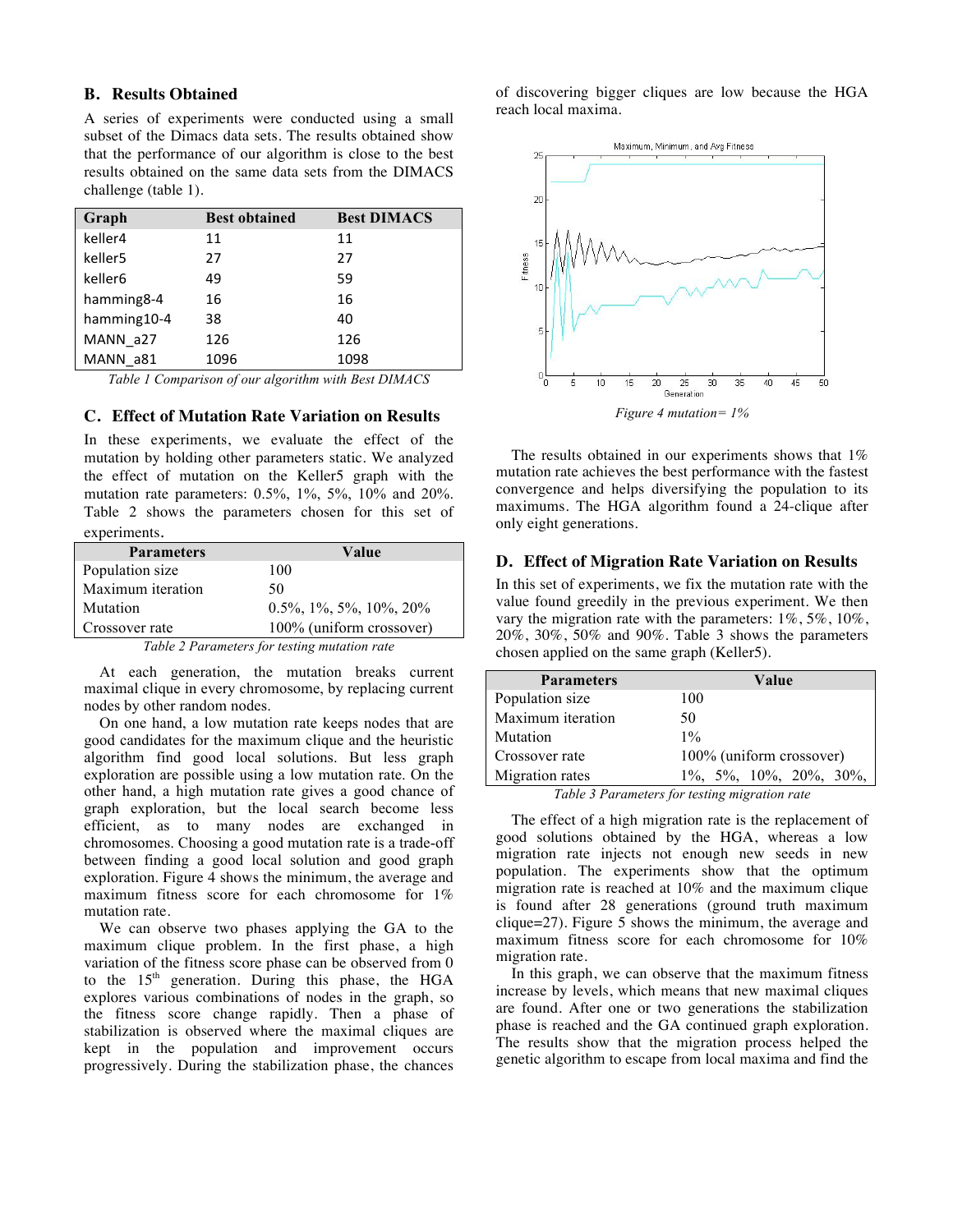### B. Results Obtained

A series of experiments were conducted using a small subset of the Dimacs data sets. The results obtained show that the performance of our algorithm is close to the best results obtained on the same data sets from the DIMACS challenge (table 1).

| Graph | Best obtained | Best DIMACS |
|---|---|---|
| keller4 | 11 | 11 |
| keller5 | 27 | 27 |
| keller6 | 49 | 59 |
| hamming8-4 | 16 | 16 |
| hamming10-4 | 38 | 40 |
| MANN_a27 | 126 | 126 |
| MANN_a81 | 1096 | 1098 |

*Table 1 Comparison of our algorithm with Best DIMACS*

### C. Effect of Mutation Rate Variation on Results

In these experiments, we evaluate the effect of the mutation by holding other parameters static. We analyzed the effect of mutation on the Keller5 graph with the mutation rate parameters: 0.5%, 1%, 5%, 10% and 20%. Table 2 shows the parameters chosen for this set of experiments.

| Parameters | Value |
|---|---|
| Population size | 100 |
| Maximum iteration | 50 |
| Mutation | 0.5%, 1%, 5%, 10%, 20% |
| Crossover rate | 100% (uniform crossover) |

*Table 2 Parameters for testing mutation rate*

At each generation, the mutation breaks current maximal clique in every chromosome, by replacing current nodes by other random nodes.

On one hand, a low mutation rate keeps nodes that are good candidates for the maximum clique and the heuristic algorithm find good local solutions. But less graph exploration are possible using a low mutation rate. On the other hand, a high mutation rate gives a good chance of graph exploration, but the local search become less efficient, as to many nodes are exchanged in chromosomes. Choosing a good mutation rate is a trade-off between finding a good local solution and good graph exploration. Figure 4 shows the minimum, the average and maximum fitness score for each chromosome for 1% mutation rate.

We can observe two phases applying the GA to the maximum clique problem. In the first phase, a high variation of the fitness score phase can be observed from 0 to the 15th generation. During this phase, the HGA explores various combinations of nodes in the graph, so the fitness score change rapidly. Then a phase of stabilization is observed where the maximal cliques are kept in the population and improvement occurs progressively. During the stabilization phase, the chances of discovering bigger cliques are low because the HGA reach local maxima.

*Figure 4 mutation= 1%*

The results obtained in our experiments shows that 1% mutation rate achieves the best performance with the fastest convergence and helps diversifying the population to its maximums. The HGA algorithm found a 24-clique after only eight generations.

### D. Effect of Migration Rate Variation on Results

In this set of experiments, we fix the mutation rate with the value found greedily in the previous experiment. We then vary the migration rate with the parameters: 1%, 5%, 10%, 20%, 30%, 50% and 90%. Table 3 shows the parameters chosen applied on the same graph (Keller5).

| Parameters | Value |
|---|---|
| Population size | 100 |
| Maximum iteration | 50 |
| Mutation | 1% |
| Crossover rate | 100% (uniform crossover) |
| Migration rates | 1%, 5%, 10%, 20%, 30%, |

*Table 3 Parameters for testing migration rate*

The effect of a high migration rate is the replacement of good solutions obtained by the HGA, whereas a low migration rate injects not enough new seeds in new population. The experiments show that the optimum migration rate is reached at 10% and the maximum clique is found after 28 generations (ground truth maximum clique=27). Figure 5 shows the minimum, the average and maximum fitness score for each chromosome for 10% migration rate.

In this graph, we can observe that the maximum fitness increase by levels, which means that new maximal cliques are found. After one or two generations the stabilization phase is reached and the GA continued graph exploration. The results show that the migration process helped the genetic algorithm to escape from local maxima and find the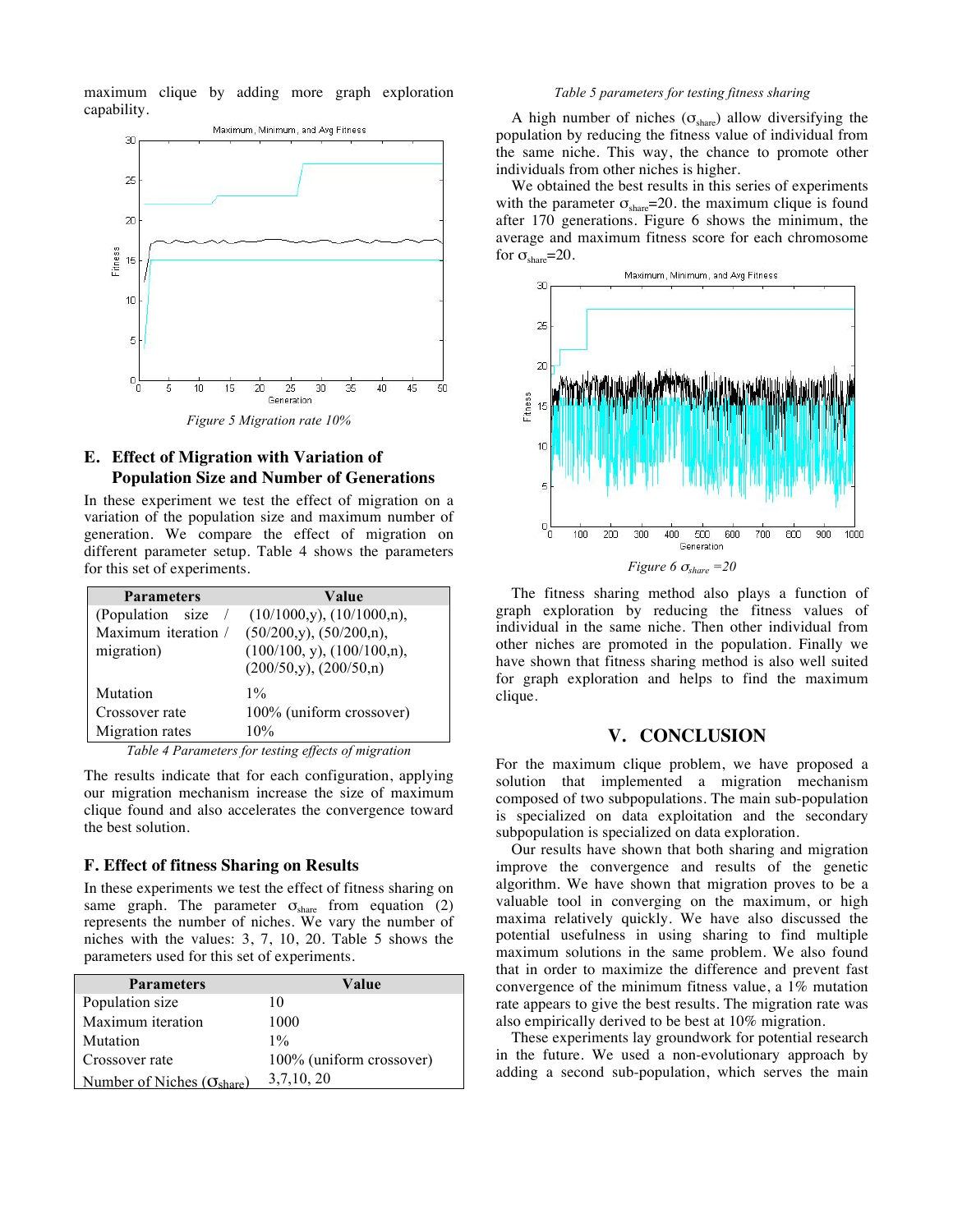maximum clique by adding more graph exploration capability.

*Figure 5 Migration rate 10%*

### E. Effect of Migration with Variation of Population Size and Number of Generations

In these experiment we test the effect of migration on a variation of the population size and maximum number of generation. We compare the effect of migration on different parameter setup. Table 4 shows the parameters for this set of experiments.

| Parameters | Value |
|---|---|
| (Population size / Maximum iteration / migration) | (10/1000,y), (10/1000,n), (50/200,y), (50/200,n), (100/100, y), (100/100,n), (200/50,y), (200/50,n) |
| Mutation | 1% |
| Crossover rate | 100% (uniform crossover) |
| Migration rates | 10% |

*Table 4 Parameters for testing effects of migration*

The results indicate that for each configuration, applying our migration mechanism increase the size of maximum clique found and also accelerates the convergence toward the best solution.

### F. Effect of fitness Sharing on Results

In these experiments we test the effect of fitness sharing on same graph. The parameter $\sigma_{share}$ from equation (2) represents the number of niches. We vary the number of niches with the values: 3, 7, 10, 20. Table 5 shows the parameters used for this set of experiments.

| Parameters | Value |
|---|---|
| Population size | 10 |
| Maximum iteration | 1000 |
| Mutation | 1% |
| Crossover rate | 100% (uniform crossover) |
| Number of Niches ($\sigma_{share}$) | 3,7,10, 20 |

*Table 5 parameters for testing fitness sharing*

A high number of niches ($\sigma_{share}$) allow diversifying the population by reducing the fitness value of individual from the same niche. This way, the chance to promote other individuals from other niches is higher.

We obtained the best results in this series of experiments with the parameter $\sigma_{share}$=20. the maximum clique is found after 170 generations. Figure 6 shows the minimum, the average and maximum fitness score for each chromosome for $\sigma_{share}$=20.

*Figure 6 $\sigma_{share}$ =20*

The fitness sharing method also plays a function of graph exploration by reducing the fitness values of individual in the same niche. Then other individual from other niches are promoted in the population. Finally we have shown that fitness sharing method is also well suited for graph exploration and helps to find the maximum clique.

## V. CONCLUSION

For the maximum clique problem, we have proposed a solution that implemented a migration mechanism composed of two subpopulations. The main sub-population is specialized on data exploitation and the secondary subpopulation is specialized on data exploration.

Our results have shown that both sharing and migration improve the convergence and results of the genetic algorithm. We have shown that migration proves to be a valuable tool in converging on the maximum, or high maxima relatively quickly. We have also discussed the potential usefulness in using sharing to find multiple maximum solutions in the same problem. We also found that in order to maximize the difference and prevent fast convergence of the minimum fitness value, a 1% mutation rate appears to give the best results. The migration rate was also empirically derived to be best at 10% migration.

These experiments lay groundwork for potential research in the future. We used a non-evolutionary approach by adding a second sub-population, which serves the main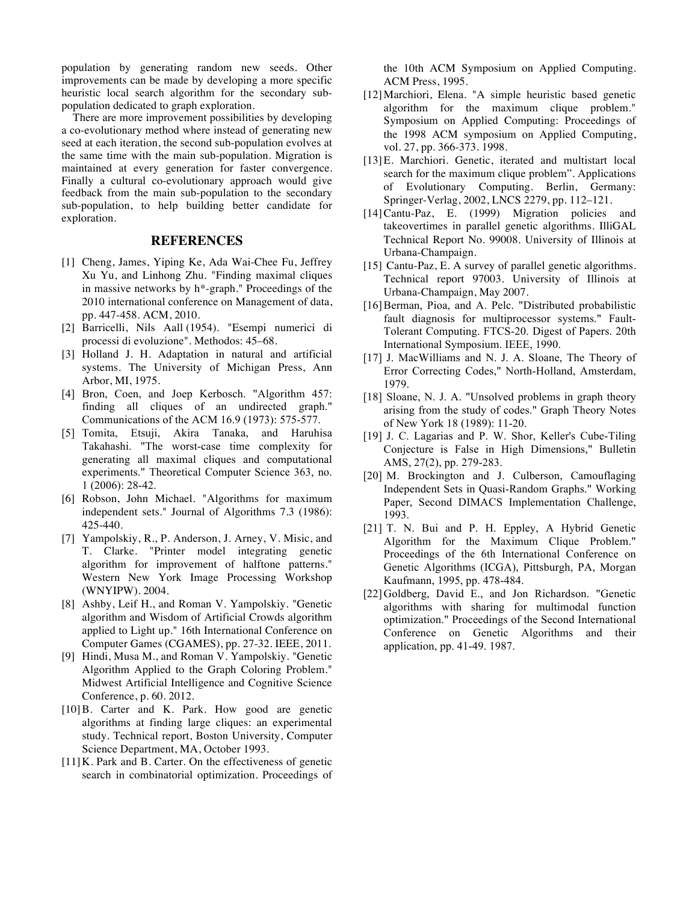population by generating random new seeds. Other improvements can be made by developing a more specific heuristic local search algorithm for the secondary sub-population dedicated to graph exploration.

There are more improvement possibilities by developing a co-evolutionary method where instead of generating new seed at each iteration, the second sub-population evolves at the same time with the main sub-population. Migration is maintained at every generation for faster convergence. Finally a cultural co-evolutionary approach would give feedback from the main sub-population to the secondary sub-population, to help building better candidate for exploration.

## REFERENCES

[1] Cheng, James, Yiping Ke, Ada Wai-Chee Fu, Jeffrey Xu Yu, and Linhong Zhu. "Finding maximal cliques in massive networks by h*-graph." Proceedings of the 2010 international conference on Management of data, pp. 447-458. ACM, 2010.

[2] Barricelli, Nils Aall (1954). "Esempi numerici di processi di evoluzione". Methodos: 45–68.

[3] Holland J. H. Adaptation in natural and artificial systems. The University of Michigan Press, Ann Arbor, MI, 1975.

[4] Bron, Coen, and Joep Kerbosch. "Algorithm 457: finding all cliques of an undirected graph." Communications of the ACM 16.9 (1973): 575-577.

[5] Tomita, Etsuji, Akira Tanaka, and Haruhisa Takahashi. "The worst-case time complexity for generating all maximal cliques and computational experiments." Theoretical Computer Science 363, no. 1 (2006): 28-42.

[6] Robson, John Michael. "Algorithms for maximum independent sets." Journal of Algorithms 7.3 (1986): 425-440.

[7] Yampolskiy, R., P. Anderson, J. Arney, V. Misic, and T. Clarke. "Printer model integrating genetic algorithm for improvement of halftone patterns." Western New York Image Processing Workshop (WNYIPW). 2004.

[8] Ashby, Leif H., and Roman V. Yampolskiy. "Genetic algorithm and Wisdom of Artificial Crowds algorithm applied to Light up." 16th International Conference on Computer Games (CGAMES), pp. 27-32. IEEE, 2011.

[9] Hindi, Musa M., and Roman V. Yampolskiy. "Genetic Algorithm Applied to the Graph Coloring Problem." Midwest Artificial Intelligence and Cognitive Science Conference, p. 60. 2012.

[10] B. Carter and K. Park. How good are genetic algorithms at finding large cliques: an experimental study. Technical report, Boston University, Computer Science Department, MA, October 1993.

[11] K. Park and B. Carter. On the effectiveness of genetic search in combinatorial optimization. Proceedings of the 10th ACM Symposium on Applied Computing. ACM Press, 1995.

[12] Marchiori, Elena. "A simple heuristic based genetic algorithm for the maximum clique problem." Symposium on Applied Computing: Proceedings of the 1998 ACM symposium on Applied Computing, vol. 27, pp. 366-373. 1998.

[13] E. Marchiori. Genetic, iterated and multistart local search for the maximum clique problem". Applications of Evolutionary Computing. Berlin, Germany: Springer-Verlag, 2002, LNCS 2279, pp. 112–121.

[14] Cantu-Paz, E. (1999) Migration policies and takeovertimes in parallel genetic algorithms. IlliGAL Technical Report No. 99008. University of Illinois at Urbana-Champaign.

[15] Cantu-Paz, E. A survey of parallel genetic algorithms. Technical report 97003. University of Illinois at Urbana-Champaign, May 2007.

[16] Berman, Pioa, and A. Pelc. "Distributed probabilistic fault diagnosis for multiprocessor systems." Fault-Tolerant Computing. FTCS-20. Digest of Papers. 20th International Symposium. IEEE, 1990.

[17] J. MacWilliams and N. J. A. Sloane, The Theory of Error Correcting Codes," North-Holland, Amsterdam, 1979.

[18] Sloane, N. J. A. "Unsolved problems in graph theory arising from the study of codes." Graph Theory Notes of New York 18 (1989): 11-20.

[19] J. C. Lagarias and P. W. Shor, Keller's Cube-Tiling Conjecture is False in High Dimensions," Bulletin AMS, 27(2), pp. 279-283.

[20] M. Brockington and J. Culberson, Camouflaging Independent Sets in Quasi-Random Graphs." Working Paper, Second DIMACS Implementation Challenge, 1993.

[21] T. N. Bui and P. H. Eppley, A Hybrid Genetic Algorithm for the Maximum Clique Problem." Proceedings of the 6th International Conference on Genetic Algorithms (ICGA), Pittsburgh, PA, Morgan Kaufmann, 1995, pp. 478-484.

[22] Goldberg, David E., and Jon Richardson. "Genetic algorithms with sharing for multimodal function optimization." Proceedings of the Second International Conference on Genetic Algorithms and their application, pp. 41-49. 1987.